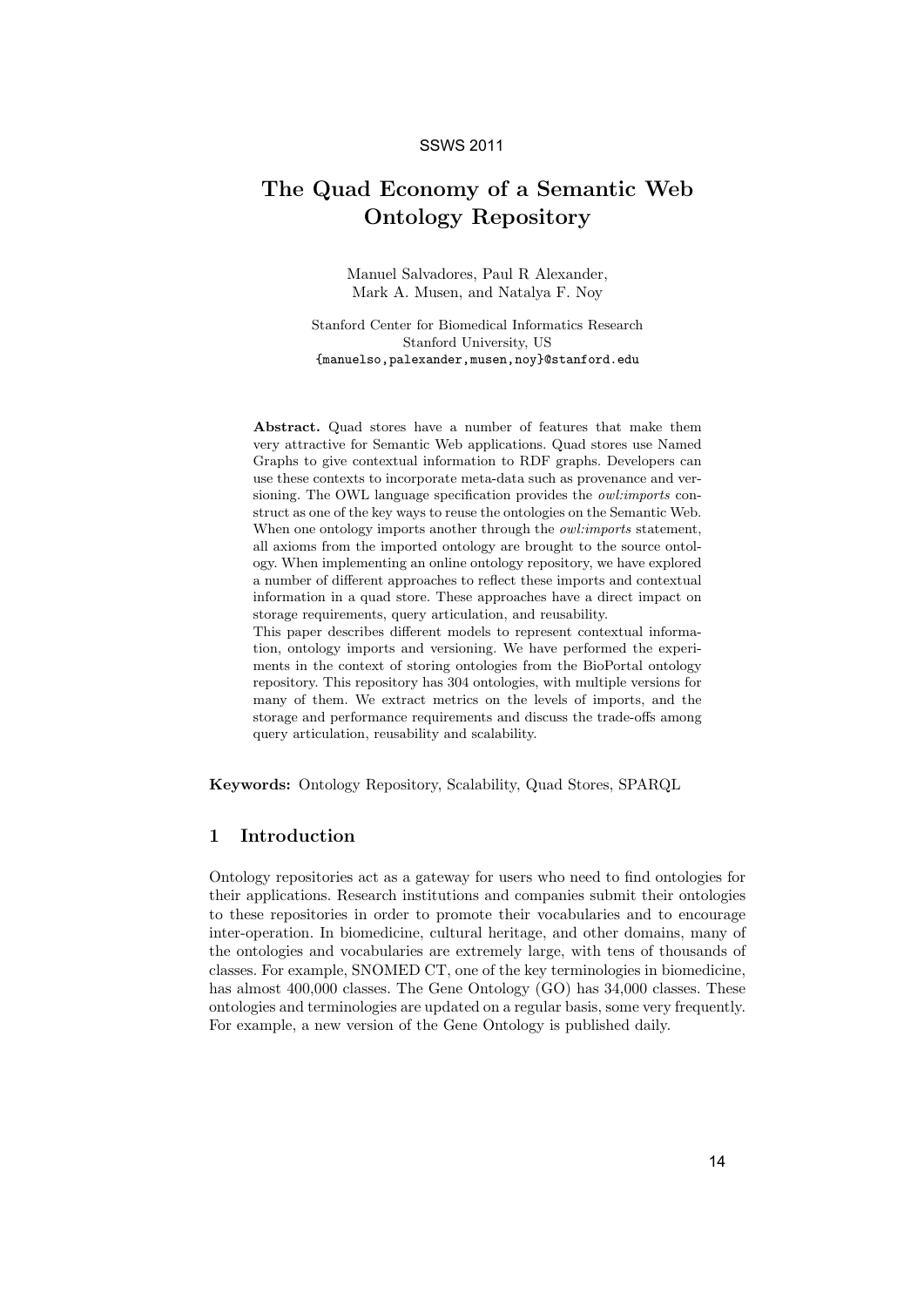# The Quad Economy of a Semantic Web Ontology Repository

Manuel Salvadores, Paul R Alexander, Mark A. Musen, and Natalya F. Noy

Stanford Center for Biomedical Informatics Research
Stanford University, US
{manuelso,palexander,musen,noy}@stanford.edu

**Abstract.** Quad stores have a number of features that make them very attractive for Semantic Web applications. Quad stores use Named Graphs to give contextual information to RDF graphs. Developers can use these contexts to incorporate meta-data such as provenance and versioning. The OWL language specification provides the *owl:imports* construct as one of the key ways to reuse the ontologies on the Semantic Web. When one ontology imports another through the *owl:imports* statement, all axioms from the imported ontology are brought to the source ontology. When implementing an online ontology repository, we have explored a number of different approaches to reflect these imports and contextual information in a quad store. These approaches have a direct impact on storage requirements, query articulation, and reusability.
This paper describes different models to represent contextual information, ontology imports and versioning. We have performed the experiments in the context of storing ontologies from the BioPortal ontology repository. This repository has 304 ontologies, with multiple versions for many of them. We extract metrics on the levels of imports, and the storage and performance requirements and discuss the trade-offs among query articulation, reusability and scalability.

**Keywords:** Ontology Repository, Scalability, Quad Stores, SPARQL

## 1 Introduction

Ontology repositories act as a gateway for users who need to find ontologies for their applications. Research institutions and companies submit their ontologies to these repositories in order to promote their vocabularies and to encourage inter-operation. In biomedicine, cultural heritage, and other domains, many of the ontologies and vocabularies are extremely large, with tens of thousands of classes. For example, SNOMED CT, one of the key terminologies in biomedicine, has almost 400,000 classes. The Gene Ontology (GO) has 34,000 classes. These ontologies and terminologies are updated on a regular basis, some very frequently. For example, a new version of the Gene Ontology is published daily.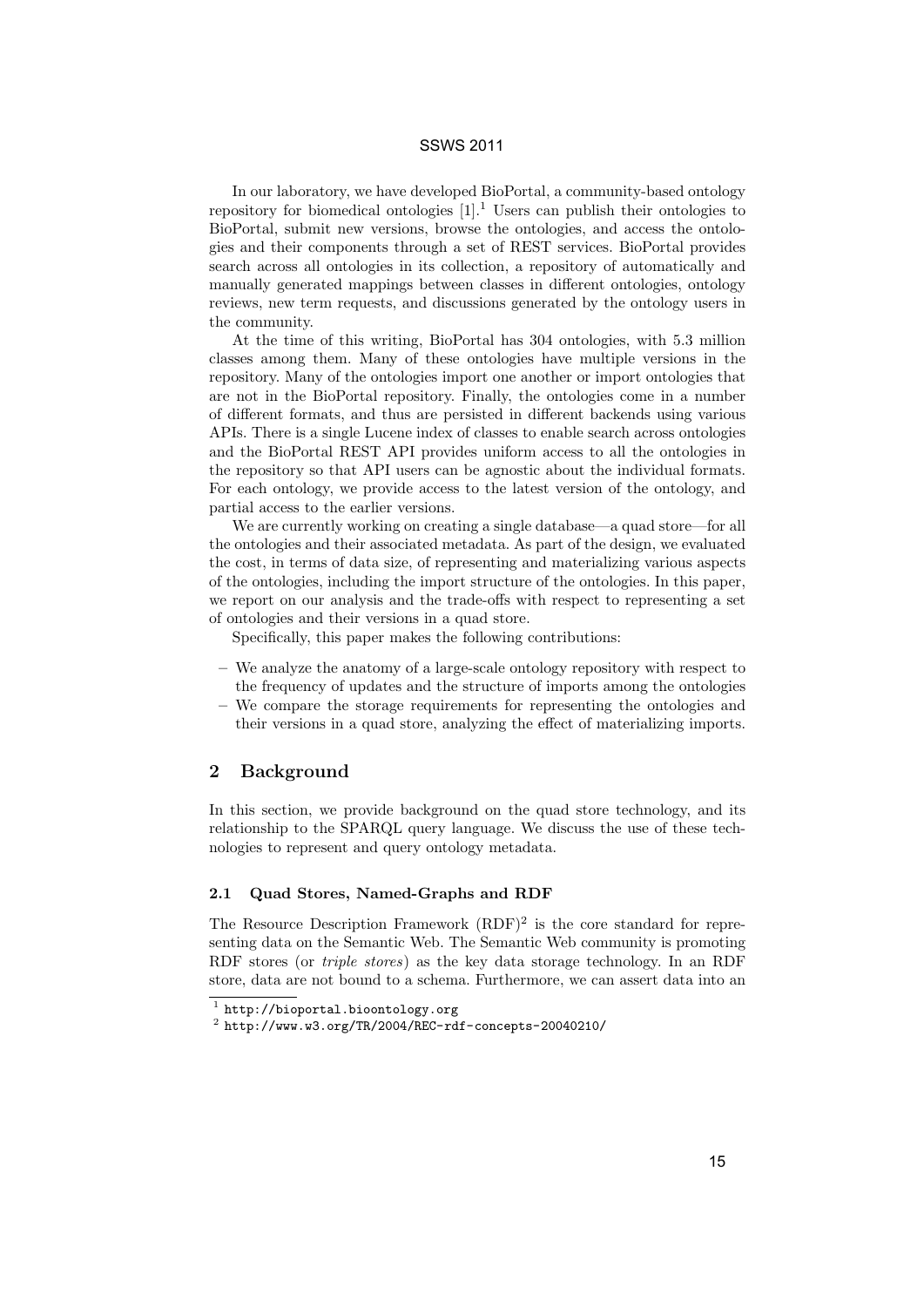In our laboratory, we have developed BioPortal, a community-based ontology repository for biomedical ontologies [1].[1] Users can publish their ontologies to BioPortal, submit new versions, browse the ontologies, and access the ontologies and their components through a set of REST services. BioPortal provides search across all ontologies in its collection, a repository of automatically and manually generated mappings between classes in different ontologies, ontology reviews, new term requests, and discussions generated by the ontology users in the community.

At the time of this writing, BioPortal has 304 ontologies, with 5.3 million classes among them. Many of these ontologies have multiple versions in the repository. Many of the ontologies import one another or import ontologies that are not in the BioPortal repository. Finally, the ontologies come in a number of different formats, and thus are persisted in different backends using various APIs. There is a single Lucene index of classes to enable search across ontologies and the BioPortal REST API provides uniform access to all the ontologies in the repository so that API users can be agnostic about the individual formats. For each ontology, we provide access to the latest version of the ontology, and partial access to the earlier versions.

We are currently working on creating a single database—a quad store—for all the ontologies and their associated metadata. As part of the design, we evaluated the cost, in terms of data size, of representing and materializing various aspects of the ontologies, including the import structure of the ontologies. In this paper, we report on our analysis and the trade-offs with respect to representing a set of ontologies and their versions in a quad store.

Specifically, this paper makes the following contributions:

- We analyze the anatomy of a large-scale ontology repository with respect to the frequency of updates and the structure of imports among the ontologies
- We compare the storage requirements for representing the ontologies and their versions in a quad store, analyzing the effect of materializing imports.

## 2 Background

In this section, we provide background on the quad store technology, and its relationship to the SPARQL query language. We discuss the use of these technologies to represent and query ontology metadata.

### 2.1 Quad Stores, Named-Graphs and RDF

The Resource Description Framework (RDF)[2] is the core standard for representing data on the Semantic Web. The Semantic Web community is promoting RDF stores (or *triple stores*) as the key data storage technology. In an RDF store, data are not bound to a schema. Furthermore, we can assert data into an

[1] http://bioportal.bioontology.org

[2] http://www.w3.org/TR/2004/REC-rdf-concepts-20040210/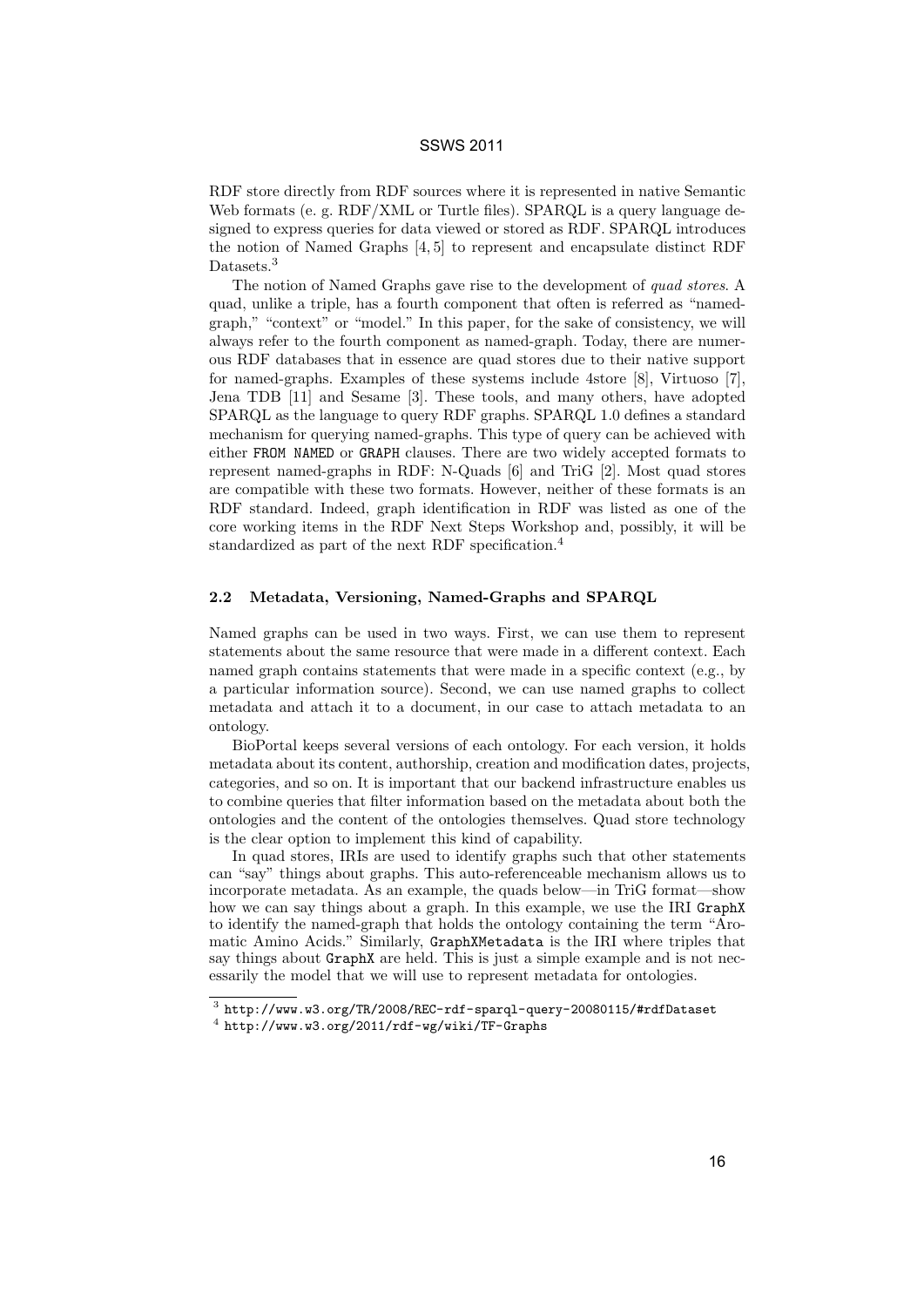RDF store directly from RDF sources where it is represented in native Semantic Web formats (e. g. RDF/XML or Turtle files). SPARQL is a query language designed to express queries for data viewed or stored as RDF. SPARQL introduces the notion of Named Graphs [4, 5] to represent and encapsulate distinct RDF Datasets.[3]

The notion of Named Graphs gave rise to the development of *quad stores*. A quad, unlike a triple, has a fourth component that often is referred as "named-graph," "context" or "model." In this paper, for the sake of consistency, we will always refer to the fourth component as named-graph. Today, there are numerous RDF databases that in essence are quad stores due to their native support for named-graphs. Examples of these systems include 4store [8], Virtuoso [7], Jena TDB [11] and Sesame [3]. These tools, and many others, have adopted SPARQL as the language to query RDF graphs. SPARQL 1.0 defines a standard mechanism for querying named-graphs. This type of query can be achieved with either `FROM NAMED` or `GRAPH` clauses. There are two widely accepted formats to represent named-graphs in RDF: N-Quads [6] and TriG [2]. Most quad stores are compatible with these two formats. However, neither of these formats is an RDF standard. Indeed, graph identification in RDF was listed as one of the core working items in the RDF Next Steps Workshop and, possibly, it will be standardized as part of the next RDF specification.[4]

### 2.2 Metadata, Versioning, Named-Graphs and SPARQL

Named graphs can be used in two ways. First, we can use them to represent statements about the same resource that were made in a different context. Each named graph contains statements that were made in a specific context (e.g., by a particular information source). Second, we can use named graphs to collect metadata and attach it to a document, in our case to attach metadata to an ontology.

BioPortal keeps several versions of each ontology. For each version, it holds metadata about its content, authorship, creation and modification dates, projects, categories, and so on. It is important that our backend infrastructure enables us to combine queries that filter information based on the metadata about both the ontologies and the content of the ontologies themselves. Quad store technology is the clear option to implement this kind of capability.

In quad stores, IRIs are used to identify graphs such that other statements can "say" things about graphs. This auto-referenceable mechanism allows us to incorporate metadata. As an example, the quads below—in TriG format—show how we can say things about a graph. In this example, we use the IRI `GraphX` to identify the named-graph that holds the ontology containing the term "Aromatic Amino Acids." Similarly, `GraphXMetadata` is the IRI where triples that say things about `GraphX` are held. This is just a simple example and is not necessarily the model that we will use to represent metadata for ontologies.

[3] `http://www.w3.org/TR/2008/REC-rdf-sparql-query-20080115/#rdfDataset`

[4] `http://www.w3.org/2011/rdf-wg/wiki/TF-Graphs`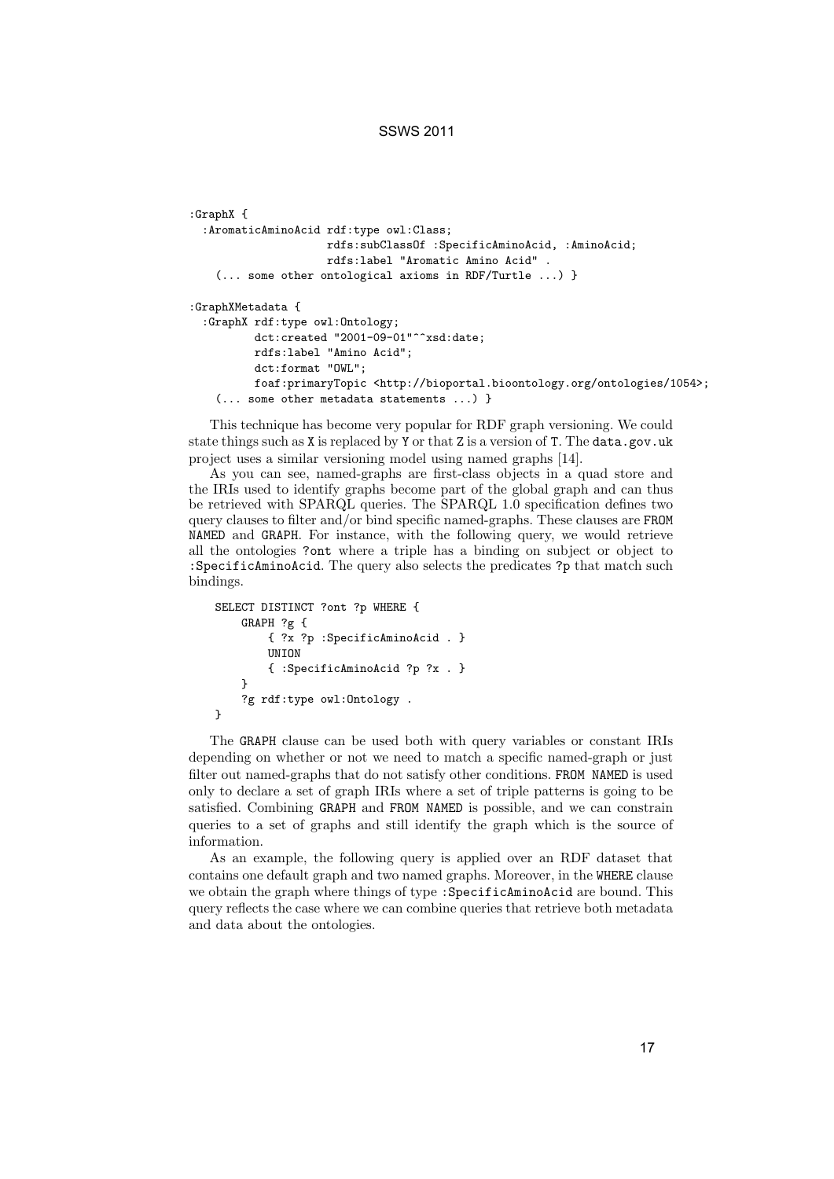```
:GraphX {
  :AromaticAminoAcid rdf:type owl:Class;
                     rdfs:subClassOf :SpecificAminoAcid, :AminoAcid;
                     rdfs:label "Aromatic Amino Acid" .
    (... some other ontological axioms in RDF/Turtle ...) }

:GraphXMetadata {
  :GraphX rdf:type owl:Ontology;
          dct:created "2001-09-01"^^xsd:date;
          rdfs:label "Amino Acid";
          dct:format "OWL";
          foaf:primaryTopic <http://bioportal.bioontology.org/ontologies/1054>;
    (... some other metadata statements ...) }
```

This technique has become very popular for RDF graph versioning. We could state things such as X is replaced by Y or that Z is a version of T. The data.gov.uk project uses a similar versioning model using named graphs [14].

As you can see, named-graphs are first-class objects in a quad store and the IRIs used to identify graphs become part of the global graph and can thus be retrieved with SPARQL queries. The SPARQL 1.0 specification defines two query clauses to filter and/or bind specific named-graphs. These clauses are FROM NAMED and GRAPH. For instance, with the following query, we would retrieve all the ontologies ?ont where a triple has a binding on subject or object to :SpecificAminoAcid. The query also selects the predicates ?p that match such bindings.

```
SELECT DISTINCT ?ont ?p WHERE {
    GRAPH ?g {
        { ?x ?p :SpecificAminoAcid . }
        UNION
        { :SpecificAminoAcid ?p ?x . }
    }
    ?g rdf:type owl:Ontology .
}
```

The GRAPH clause can be used both with query variables or constant IRIs depending on whether or not we need to match a specific named-graph or just filter out named-graphs that do not satisfy other conditions. FROM NAMED is used only to declare a set of graph IRIs where a set of triple patterns is going to be satisfied. Combining GRAPH and FROM NAMED is possible, and we can constrain queries to a set of graphs and still identify the graph which is the source of information.

As an example, the following query is applied over an RDF dataset that contains one default graph and two named graphs. Moreover, in the WHERE clause we obtain the graph where things of type :SpecificAminoAcid are bound. This query reflects the case where we can combine queries that retrieve both metadata and data about the ontologies.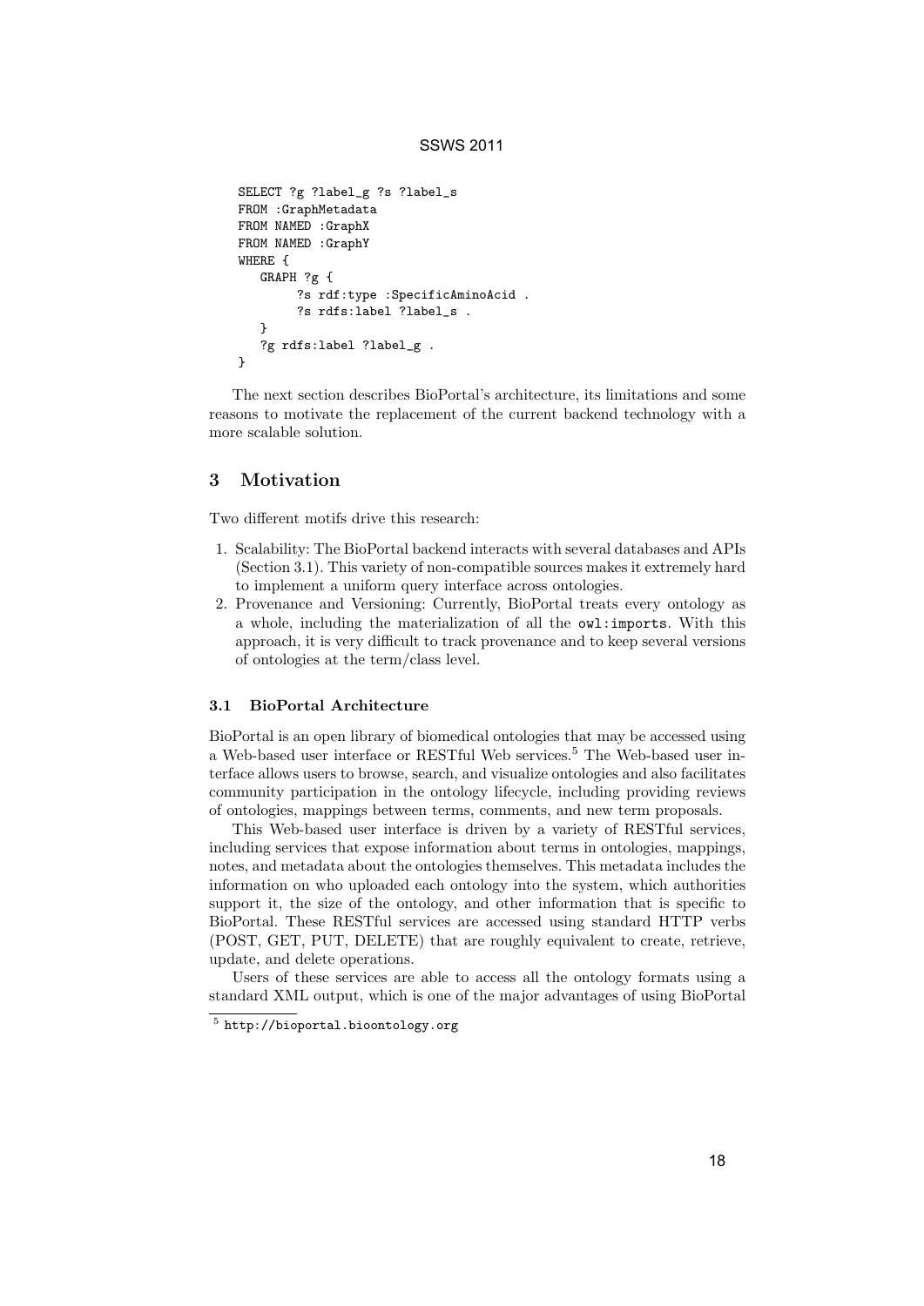```
SELECT ?g ?label_g ?s ?label_s
FROM :GraphMetadata
FROM NAMED :GraphX
FROM NAMED :GraphY
WHERE {
   GRAPH ?g {
        ?s rdf:type :SpecificAminoAcid .
        ?s rdfs:label ?label_s .
   }
   ?g rdfs:label ?label_g .
}
```

The next section describes BioPortal's architecture, its limitations and some reasons to motivate the replacement of the current backend technology with a more scalable solution.

## 3 Motivation

Two different motifs drive this research:

1. Scalability: The BioPortal backend interacts with several databases and APIs (Section 3.1). This variety of non-compatible sources makes it extremely hard to implement a uniform query interface across ontologies.
2. Provenance and Versioning: Currently, BioPortal treats every ontology as a whole, including the materialization of all the `owl:imports`. With this approach, it is very difficult to track provenance and to keep several versions of ontologies at the term/class level.

### 3.1 BioPortal Architecture

BioPortal is an open library of biomedical ontologies that may be accessed using a Web-based user interface or RESTful Web services.[5] The Web-based user interface allows users to browse, search, and visualize ontologies and also facilitates community participation in the ontology lifecycle, including providing reviews of ontologies, mappings between terms, comments, and new term proposals.

This Web-based user interface is driven by a variety of RESTful services, including services that expose information about terms in ontologies, mappings, notes, and metadata about the ontologies themselves. This metadata includes the information on who uploaded each ontology into the system, which authorities support it, the size of the ontology, and other information that is specific to BioPortal. These RESTful services are accessed using standard HTTP verbs (POST, GET, PUT, DELETE) that are roughly equivalent to create, retrieve, update, and delete operations.

Users of these services are able to access all the ontology formats using a standard XML output, which is one of the major advantages of using BioPortal

[5] http://bioportal.bioontology.org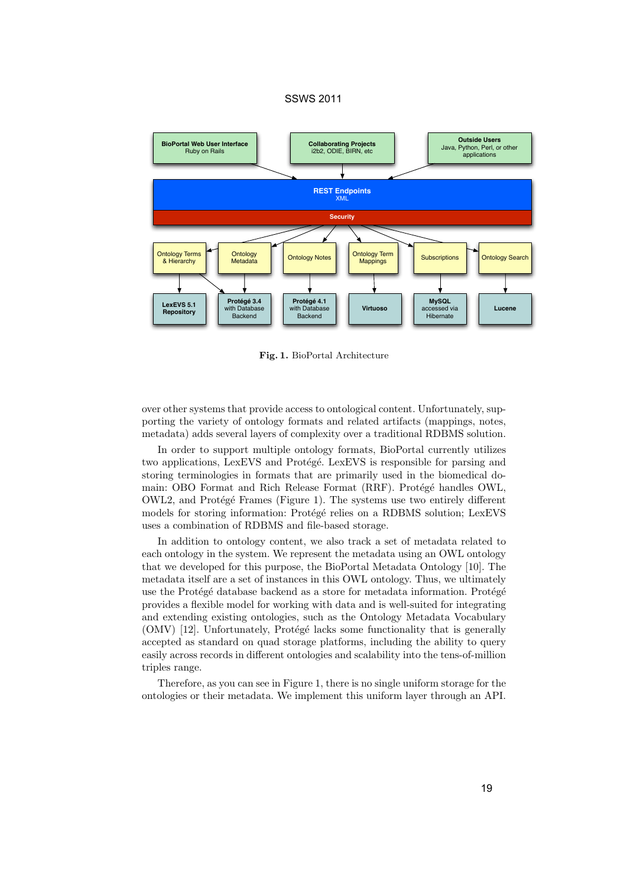**Fig. 1.** BioPortal Architecture

over other systems that provide access to ontological content. Unfortunately, supporting the variety of ontology formats and related artifacts (mappings, notes, metadata) adds several layers of complexity over a traditional RDBMS solution.

In order to support multiple ontology formats, BioPortal currently utilizes two applications, LexEVS and Protégé. LexEVS is responsible for parsing and storing terminologies in formats that are primarily used in the biomedical domain: OBO Format and Rich Release Format (RRF). Protégé handles OWL, OWL2, and Protégé Frames (Figure 1). The systems use two entirely different models for storing information: Protégé relies on a RDBMS solution; LexEVS uses a combination of RDBMS and file-based storage.

In addition to ontology content, we also track a set of metadata related to each ontology in the system. We represent the metadata using an OWL ontology that we developed for this purpose, the BioPortal Metadata Ontology [10]. The metadata itself are a set of instances in this OWL ontology. Thus, we ultimately use the Protégé database backend as a store for metadata information. Protégé provides a flexible model for working with data and is well-suited for integrating and extending existing ontologies, such as the Ontology Metadata Vocabulary (OMV) [12]. Unfortunately, Protégé lacks some functionality that is generally accepted as standard on quad storage platforms, including the ability to query easily across records in different ontologies and scalability into the tens-of-million triples range.

Therefore, as you can see in Figure 1, there is no single uniform storage for the ontologies or their metadata. We implement this uniform layer through an API.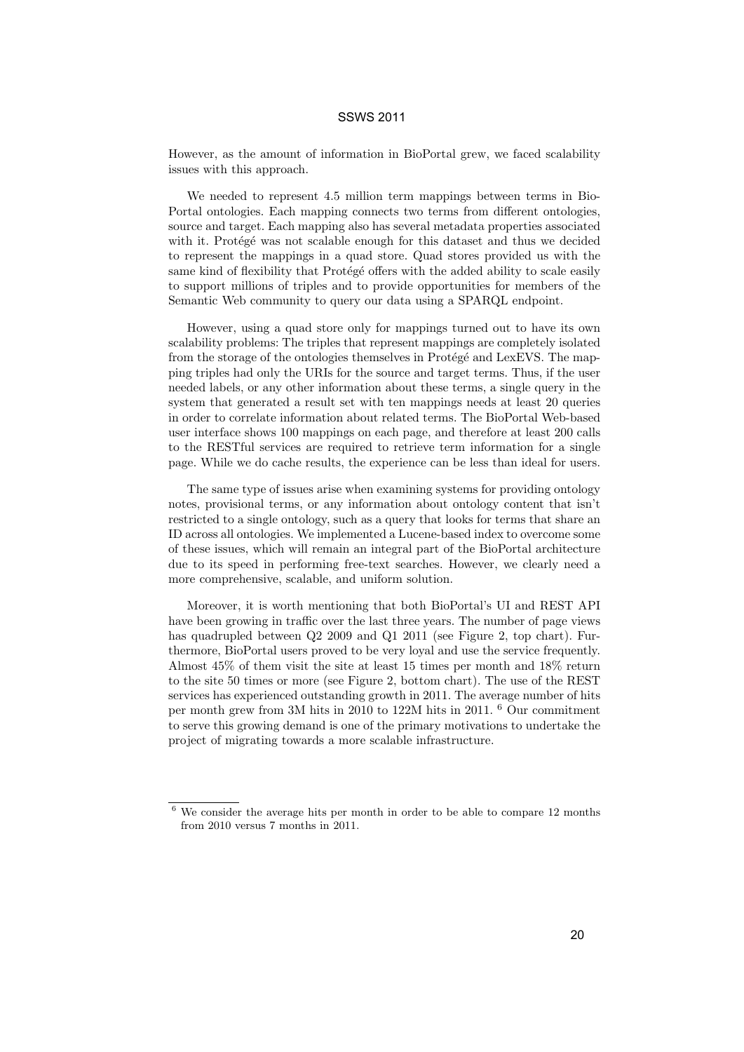However, as the amount of information in BioPortal grew, we faced scalability issues with this approach.

We needed to represent 4.5 million term mappings between terms in BioPortal ontologies. Each mapping connects two terms from different ontologies, source and target. Each mapping also has several metadata properties associated with it. Protégé was not scalable enough for this dataset and thus we decided to represent the mappings in a quad store. Quad stores provided us with the same kind of flexibility that Protégé offers with the added ability to scale easily to support millions of triples and to provide opportunities for members of the Semantic Web community to query our data using a SPARQL endpoint.

However, using a quad store only for mappings turned out to have its own scalability problems: The triples that represent mappings are completely isolated from the storage of the ontologies themselves in Protégé and LexEVS. The mapping triples had only the URIs for the source and target terms. Thus, if the user needed labels, or any other information about these terms, a single query in the system that generated a result set with ten mappings needs at least 20 queries in order to correlate information about related terms. The BioPortal Web-based user interface shows 100 mappings on each page, and therefore at least 200 calls to the RESTful services are required to retrieve term information for a single page. While we do cache results, the experience can be less than ideal for users.

The same type of issues arise when examining systems for providing ontology notes, provisional terms, or any information about ontology content that isn't restricted to a single ontology, such as a query that looks for terms that share an ID across all ontologies. We implemented a Lucene-based index to overcome some of these issues, which will remain an integral part of the BioPortal architecture due to its speed in performing free-text searches. However, we clearly need a more comprehensive, scalable, and uniform solution.

Moreover, it is worth mentioning that both BioPortal's UI and REST API have been growing in traffic over the last three years. The number of page views has quadrupled between Q2 2009 and Q1 2011 (see Figure 2, top chart). Furthermore, BioPortal users proved to be very loyal and use the service frequently. Almost 45% of them visit the site at least 15 times per month and 18% return to the site 50 times or more (see Figure 2, bottom chart). The use of the REST services has experienced outstanding growth in 2011. The average number of hits per month grew from 3M hits in 2010 to 122M hits in 2011. [6] Our commitment to serve this growing demand is one of the primary motivations to undertake the project of migrating towards a more scalable infrastructure.

[6] We consider the average hits per month in order to be able to compare 12 months from 2010 versus 7 months in 2011.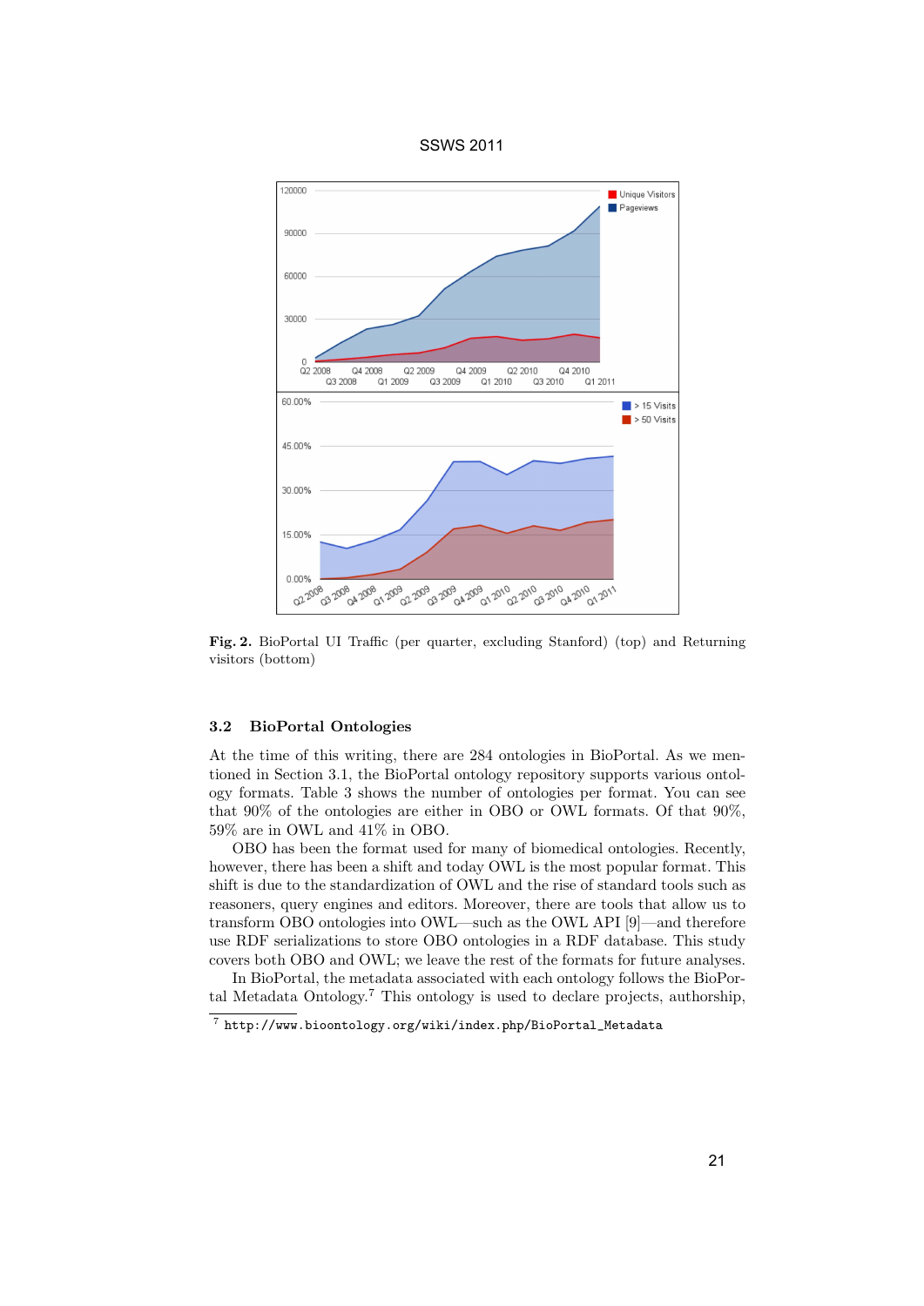**Fig. 2.** BioPortal UI Traffic (per quarter, excluding Stanford) (top) and Returning visitors (bottom)

### 3.2 BioPortal Ontologies

At the time of this writing, there are 284 ontologies in BioPortal. As we mentioned in Section 3.1, the BioPortal ontology repository supports various ontology formats. Table 3 shows the number of ontologies per format. You can see that 90% of the ontologies are either in OBO or OWL formats. Of that 90%, 59% are in OWL and 41% in OBO.

OBO has been the format used for many of biomedical ontologies. Recently, however, there has been a shift and today OWL is the most popular format. This shift is due to the standardization of OWL and the rise of standard tools such as reasoners, query engines and editors. Moreover, there are tools that allow us to transform OBO ontologies into OWL—such as the OWL API [9]—and therefore use RDF serializations to store OBO ontologies in a RDF database. This study covers both OBO and OWL; we leave the rest of the formats for future analyses.

In BioPortal, the metadata associated with each ontology follows the BioPortal Metadata Ontology.[7] This ontology is used to declare projects, authorship,

[7] `http://www.bioontology.org/wiki/index.php/BioPortal_Metadata`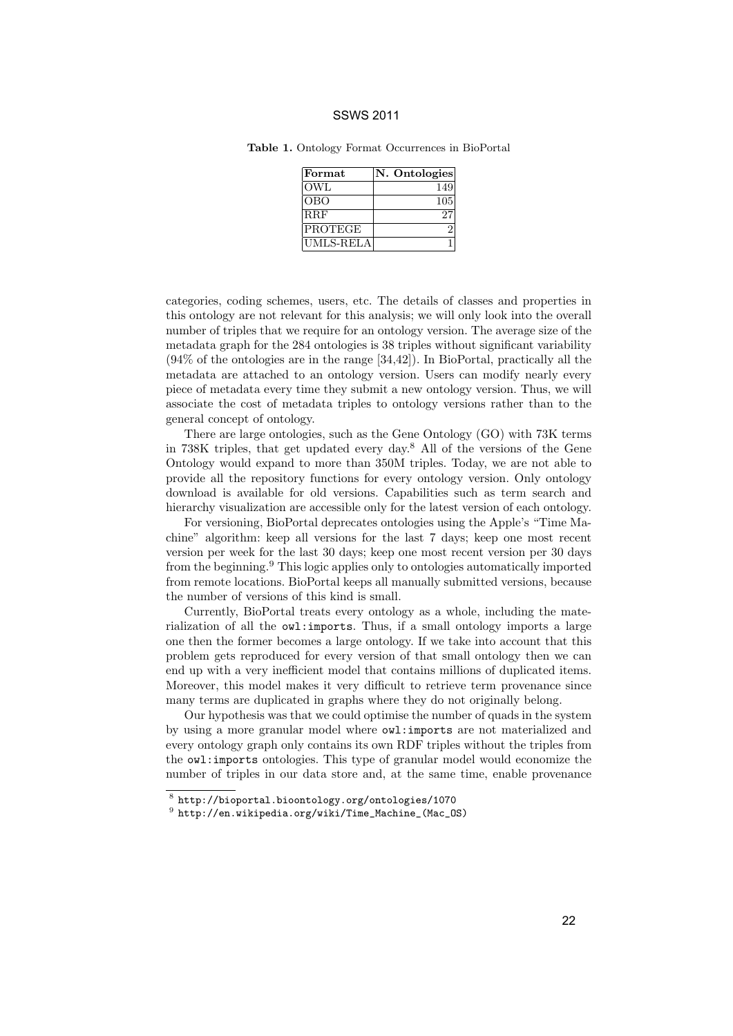**Table 1.** Ontology Format Occurrences in BioPortal

| Format | N. Ontologies |
|---|---|
| OWL | 149 |
| OBO | 105 |
| RRF | 27 |
| PROTEGE | 2 |
| UMLS-RELA | 1 |

categories, coding schemes, users, etc. The details of classes and properties in this ontology are not relevant for this analysis; we will only look into the overall number of triples that we require for an ontology version. The average size of the metadata graph for the 284 ontologies is 38 triples without significant variability (94% of the ontologies are in the range [34,42]). In BioPortal, practically all the metadata are attached to an ontology version. Users can modify nearly every piece of metadata every time they submit a new ontology version. Thus, we will associate the cost of metadata triples to ontology versions rather than to the general concept of ontology.

There are large ontologies, such as the Gene Ontology (GO) with 73K terms in 738K triples, that get updated every day.[8] All of the versions of the Gene Ontology would expand to more than 350M triples. Today, we are not able to provide all the repository functions for every ontology version. Only ontology download is available for old versions. Capabilities such as term search and hierarchy visualization are accessible only for the latest version of each ontology.

For versioning, BioPortal deprecates ontologies using the Apple's "Time Machine" algorithm: keep all versions for the last 7 days; keep one most recent version per week for the last 30 days; keep one most recent version per 30 days from the beginning.[9] This logic applies only to ontologies automatically imported from remote locations. BioPortal keeps all manually submitted versions, because the number of versions of this kind is small.

Currently, BioPortal treats every ontology as a whole, including the materialization of all the `owl:imports`. Thus, if a small ontology imports a large one then the former becomes a large ontology. If we take into account that this problem gets reproduced for every version of that small ontology then we can end up with a very inefficient model that contains millions of duplicated items. Moreover, this model makes it very difficult to retrieve term provenance since many terms are duplicated in graphs where they do not originally belong.

Our hypothesis was that we could optimise the number of quads in the system by using a more granular model where `owl:imports` are not materialized and every ontology graph only contains its own RDF triples without the triples from the `owl:imports` ontologies. This type of granular model would economize the number of triples in our data store and, at the same time, enable provenance

[8] `http://bioportal.bioontology.org/ontologies/1070`

[9] `http://en.wikipedia.org/wiki/Time_Machine_(Mac_OS)`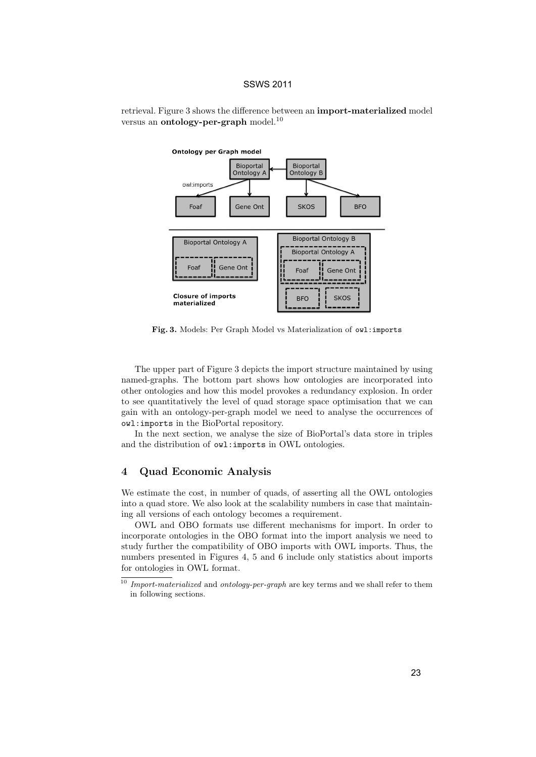retrieval. Figure 3 shows the difference between an **import-materialized** model versus an **ontology-per-graph** model.[10]

Fig. 3. Models: Per Graph Model vs Materialization of `owl:imports`

The upper part of Figure 3 depicts the import structure maintained by using named-graphs. The bottom part shows how ontologies are incorporated into other ontologies and how this model provokes a redundancy explosion. In order to see quantitatively the level of quad storage space optimisation that we can gain with an ontology-per-graph model we need to analyse the occurrences of `owl:imports` in the BioPortal repository.

In the next section, we analyse the size of BioPortal's data store in triples and the distribution of `owl:imports` in OWL ontologies.

## 4 Quad Economic Analysis

We estimate the cost, in number of quads, of asserting all the OWL ontologies into a quad store. We also look at the scalability numbers in case that maintaining all versions of each ontology becomes a requirement.

OWL and OBO formats use different mechanisms for import. In order to incorporate ontologies in the OBO format into the import analysis we need to study further the compatibility of OBO imports with OWL imports. Thus, the numbers presented in Figures 4, 5 and 6 include only statistics about imports for ontologies in OWL format.

[10] *Import-materialized* and *ontology-per-graph* are key terms and we shall refer to them in following sections.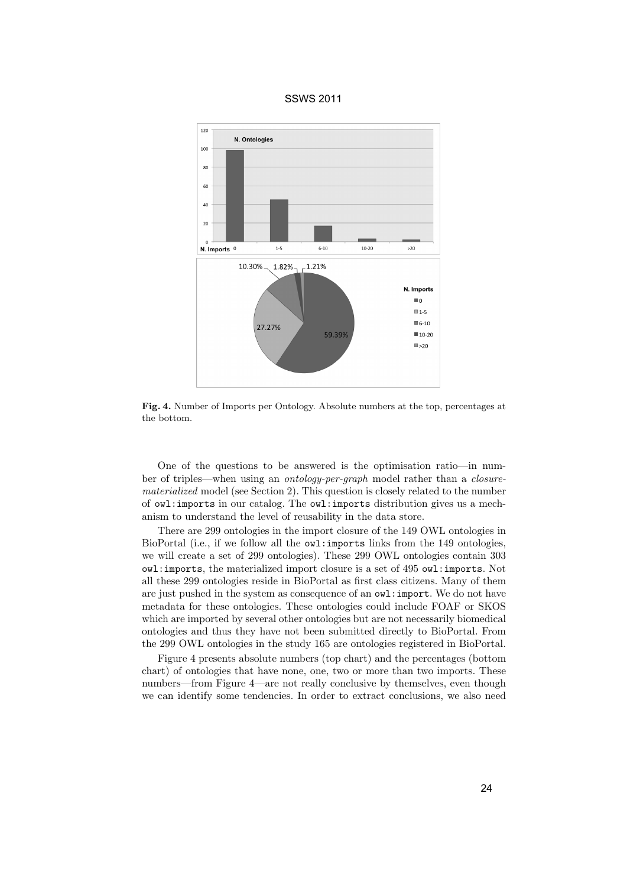**Fig. 4.** Number of Imports per Ontology. Absolute numbers at the top, percentages at the bottom.

One of the questions to be answered is the optimisation ratio—in number of triples—when using an *ontology-per-graph* model rather than a *closure-materialized* model (see Section 2). This question is closely related to the number of `owl:imports` in our catalog. The `owl:imports` distribution gives us a mechanism to understand the level of reusability in the data store.

There are 299 ontologies in the import closure of the 149 OWL ontologies in BioPortal (i.e., if we follow all the `owl:imports` links from the 149 ontologies, we will create a set of 299 ontologies). These 299 OWL ontologies contain 303 `owl:imports`, the materialized import closure is a set of 495 `owl:imports`. Not all these 299 ontologies reside in BioPortal as first class citizens. Many of them are just pushed in the system as consequence of an `owl:import`. We do not have metadata for these ontologies. These ontologies could include FOAF or SKOS which are imported by several other ontologies but are not necessarily biomedical ontologies and thus they have not been submitted directly to BioPortal. From the 299 OWL ontologies in the study 165 are ontologies registered in BioPortal.

Figure 4 presents absolute numbers (top chart) and the percentages (bottom chart) of ontologies that have none, one, two or more than two imports. These numbers—from Figure 4—are not really conclusive by themselves, even though we can identify some tendencies. In order to extract conclusions, we also need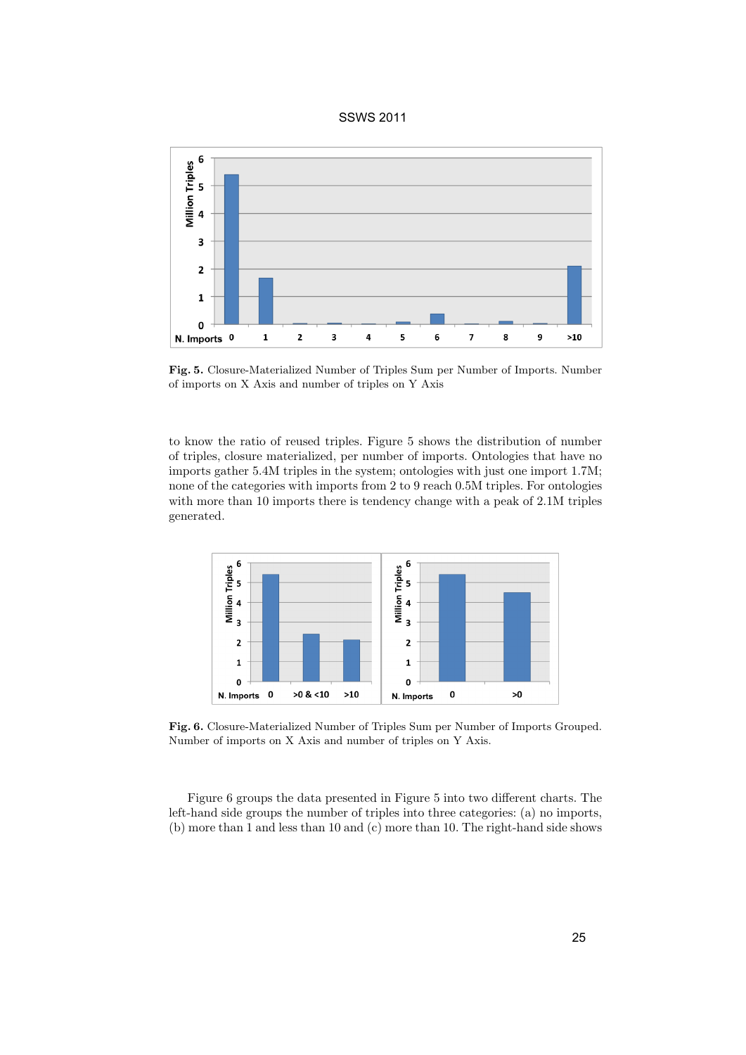**Fig. 5.** Closure-Materialized Number of Triples Sum per Number of Imports. Number of imports on X Axis and number of triples on Y Axis

to know the ratio of reused triples. Figure 5 shows the distribution of number of triples, closure materialized, per number of imports. Ontologies that have no imports gather 5.4M triples in the system; ontologies with just one import 1.7M; none of the categories with imports from 2 to 9 reach 0.5M triples. For ontologies with more than 10 imports there is tendency change with a peak of 2.1M triples generated.

**Fig. 6.** Closure-Materialized Number of Triples Sum per Number of Imports Grouped. Number of imports on X Axis and number of triples on Y Axis.

Figure 6 groups the data presented in Figure 5 into two different charts. The left-hand side groups the number of triples into three categories: (a) no imports, (b) more than 1 and less than 10 and (c) more than 10. The right-hand side shows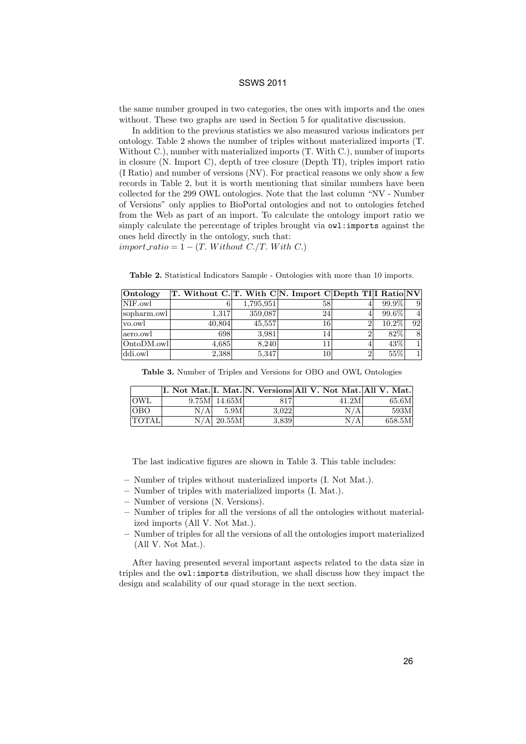the same number grouped in two categories, the ones with imports and the ones without. These two graphs are used in Section 5 for qualitative discussion.

In addition to the previous statistics we also measured various indicators per ontology. Table 2 shows the number of triples without materialized imports (T. Without C.), number with materialized imports (T. With C.), number of imports in closure (N. Import C), depth of tree closure (Depth TI), triples import ratio (I Ratio) and number of versions (NV). For practical reasons we only show a few records in Table 2, but it is worth mentioning that similar numbers have been collected for the 299 OWL ontologies. Note that the last column "NV - Number of Versions" only applies to BioPortal ontologies and not to ontologies fetched from the Web as part of an import. To calculate the ontology import ratio we simply calculate the percentage of triples brought via `owl:imports` against the ones held directly in the ontology, such that:
$import\_ratio = 1 - (T.\ Without\ C./T.\ With\ C.)$

**Table 2.** Statistical Indicators Sample - Ontologies with more than 10 imports.

| Ontology | T. Without C. | T. With C | N. Import C | Depth TI | I Ratio | NV |
|---|---|---|---|---|---|---|
| NIF.owl | 6 | 1,795,951 | 58 | 4 | 99.9% | 9 |
| sopharm.owl | 1,317 | 359,087 | 24 | 4 | 99.6% | 4 |
| vo.owl | 40,804 | 45,557 | 16 | 2 | 10.2% | 92 |
| aero.owl | 698 | 3,981 | 14 | 2 | 82% | 8 |
| OntoDM.owl | 4,685 | 8,240 | 11 | 4 | 43% | 1 |
| ddi.owl | 2,388 | 5,347 | 10 | 2 | 55% | 1 |

**Table 3.** Number of Triples and Versions for OBO and OWL Ontologies

| | I. Not Mat. | I. Mat. | N. Versions | All V. Not Mat. | All V. Mat. |
|---|---|---|---|---|---|
| OWL | 9.75M | 14.65M | 817 | 41.2M | 65.6M |
| OBO | N/A | 5.9M | 3,022 | N/A | 593M |
| TOTAL | N/A | 20.55M | 3,839 | N/A | 658.5M |

The last indicative figures are shown in Table 3. This table includes:

- Number of triples without materialized imports (I. Not Mat.).
- Number of triples with materialized imports (I. Mat.).
- Number of versions (N. Versions).
- Number of triples for all the versions of all the ontologies without materialized imports (All V. Not Mat.).
- Number of triples for all the versions of all the ontologies import materialized (All V. Not Mat.).

After having presented several important aspects related to the data size in triples and the `owl:imports` distribution, we shall discuss how they impact the design and scalability of our quad storage in the next section.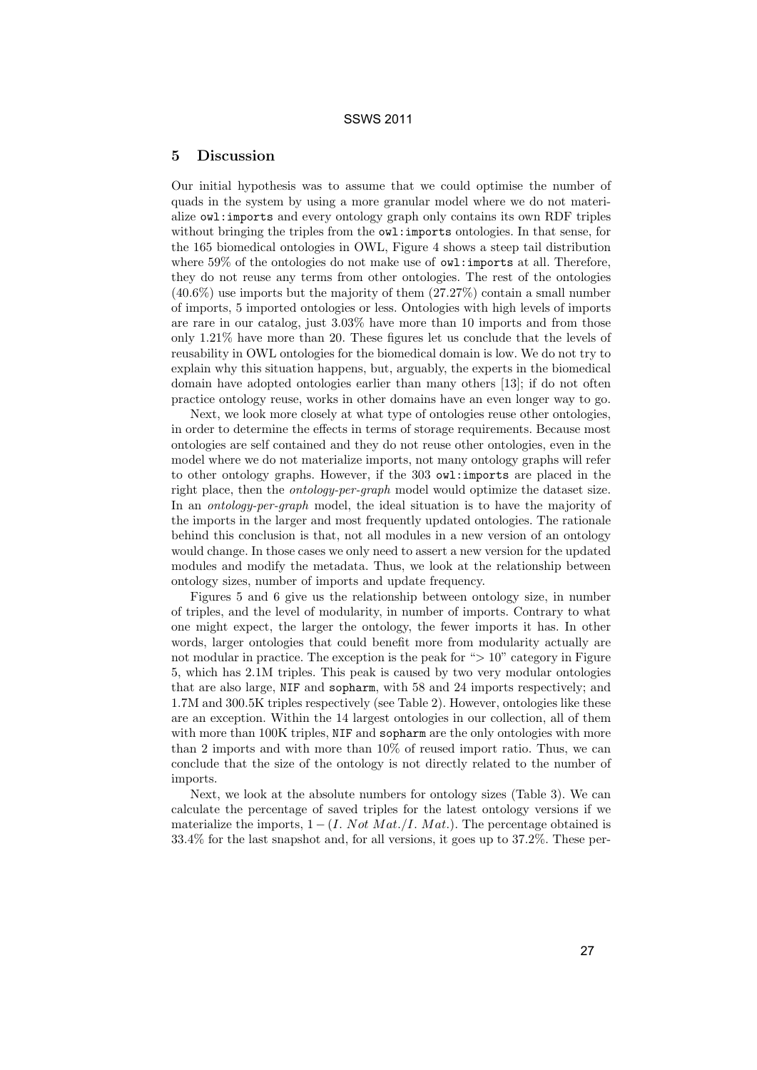## 5 Discussion

Our initial hypothesis was to assume that we could optimise the number of quads in the system by using a more granular model where we do not materialize `owl:imports` and every ontology graph only contains its own RDF triples without bringing the triples from the `owl:imports` ontologies. In that sense, for the 165 biomedical ontologies in OWL, Figure 4 shows a steep tail distribution where 59% of the ontologies do not make use of `owl:imports` at all. Therefore, they do not reuse any terms from other ontologies. The rest of the ontologies (40.6%) use imports but the majority of them (27.27%) contain a small number of imports, 5 imported ontologies or less. Ontologies with high levels of imports are rare in our catalog, just 3.03% have more than 10 imports and from those only 1.21% have more than 20. These figures let us conclude that the levels of reusability in OWL ontologies for the biomedical domain is low. We do not try to explain why this situation happens, but, arguably, the experts in the biomedical domain have adopted ontologies earlier than many others [13]; if do not often practice ontology reuse, works in other domains have an even longer way to go.

Next, we look more closely at what type of ontologies reuse other ontologies, in order to determine the effects in terms of storage requirements. Because most ontologies are self contained and they do not reuse other ontologies, even in the model where we do not materialize imports, not many ontology graphs will refer to other ontology graphs. However, if the 303 `owl:imports` are placed in the right place, then the *ontology-per-graph* model would optimize the dataset size. In an *ontology-per-graph* model, the ideal situation is to have the majority of the imports in the larger and most frequently updated ontologies. The rationale behind this conclusion is that, not all modules in a new version of an ontology would change. In those cases we only need to assert a new version for the updated modules and modify the metadata. Thus, we look at the relationship between ontology sizes, number of imports and update frequency.

Figures 5 and 6 give us the relationship between ontology size, in number of triples, and the level of modularity, in number of imports. Contrary to what one might expect, the larger the ontology, the fewer imports it has. In other words, larger ontologies that could benefit more from modularity actually are not modular in practice. The exception is the peak for "> 10" category in Figure 5, which has 2.1M triples. This peak is caused by two very modular ontologies that are also large, `NIF` and `sopharm`, with 58 and 24 imports respectively; and 1.7M and 300.5K triples respectively (see Table 2). However, ontologies like these are an exception. Within the 14 largest ontologies in our collection, all of them with more than 100K triples, `NIF` and `sopharm` are the only ontologies with more than 2 imports and with more than 10% of reused import ratio. Thus, we can conclude that the size of the ontology is not directly related to the number of imports.

Next, we look at the absolute numbers for ontology sizes (Table 3). We can calculate the percentage of saved triples for the latest ontology versions if we materialize the imports, $1 - (I.\ Not\ Mat./I.\ Mat.)$. The percentage obtained is 33.4% for the last snapshot and, for all versions, it goes up to 37.2%. These per-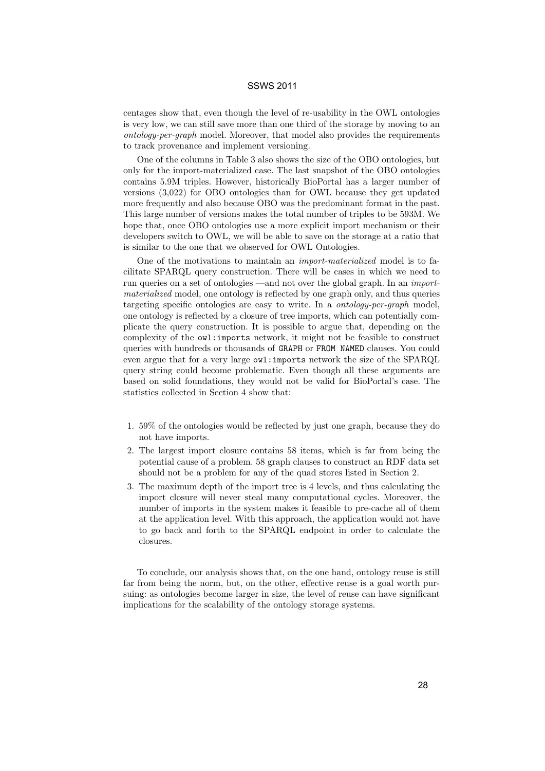centages show that, even though the level of re-usability in the OWL ontologies is very low, we can still save more than one third of the storage by moving to an *ontology-per-graph* model. Moreover, that model also provides the requirements to track provenance and implement versioning.

One of the columns in Table 3 also shows the size of the OBO ontologies, but only for the import-materialized case. The last snapshot of the OBO ontologies contains 5.9M triples. However, historically BioPortal has a larger number of versions (3,022) for OBO ontologies than for OWL because they get updated more frequently and also because OBO was the predominant format in the past. This large number of versions makes the total number of triples to be 593M. We hope that, once OBO ontologies use a more explicit import mechanism or their developers switch to OWL, we will be able to save on the storage at a ratio that is similar to the one that we observed for OWL Ontologies.

One of the motivations to maintain an *import-materialized* model is to facilitate SPARQL query construction. There will be cases in which we need to run queries on a set of ontologies —and not over the global graph. In an *import-materialized* model, one ontology is reflected by one graph only, and thus queries targeting specific ontologies are easy to write. In a *ontology-per-graph* model, one ontology is reflected by a closure of tree imports, which can potentially complicate the query construction. It is possible to argue that, depending on the complexity of the `owl:imports` network, it might not be feasible to construct queries with hundreds or thousands of `GRAPH` or `FROM NAMED` clauses. You could even argue that for a very large `owl:imports` network the size of the SPARQL query string could become problematic. Even though all these arguments are based on solid foundations, they would not be valid for BioPortal's case. The statistics collected in Section 4 show that:

1. 59% of the ontologies would be reflected by just one graph, because they do not have imports.
2. The largest import closure contains 58 items, which is far from being the potential cause of a problem. 58 graph clauses to construct an RDF data set should not be a problem for any of the quad stores listed in Section 2.
3. The maximum depth of the import tree is 4 levels, and thus calculating the import closure will never steal many computational cycles. Moreover, the number of imports in the system makes it feasible to pre-cache all of them at the application level. With this approach, the application would not have to go back and forth to the SPARQL endpoint in order to calculate the closures.

To conclude, our analysis shows that, on the one hand, ontology reuse is still far from being the norm, but, on the other, effective reuse is a goal worth pursuing: as ontologies become larger in size, the level of reuse can have significant implications for the scalability of the ontology storage systems.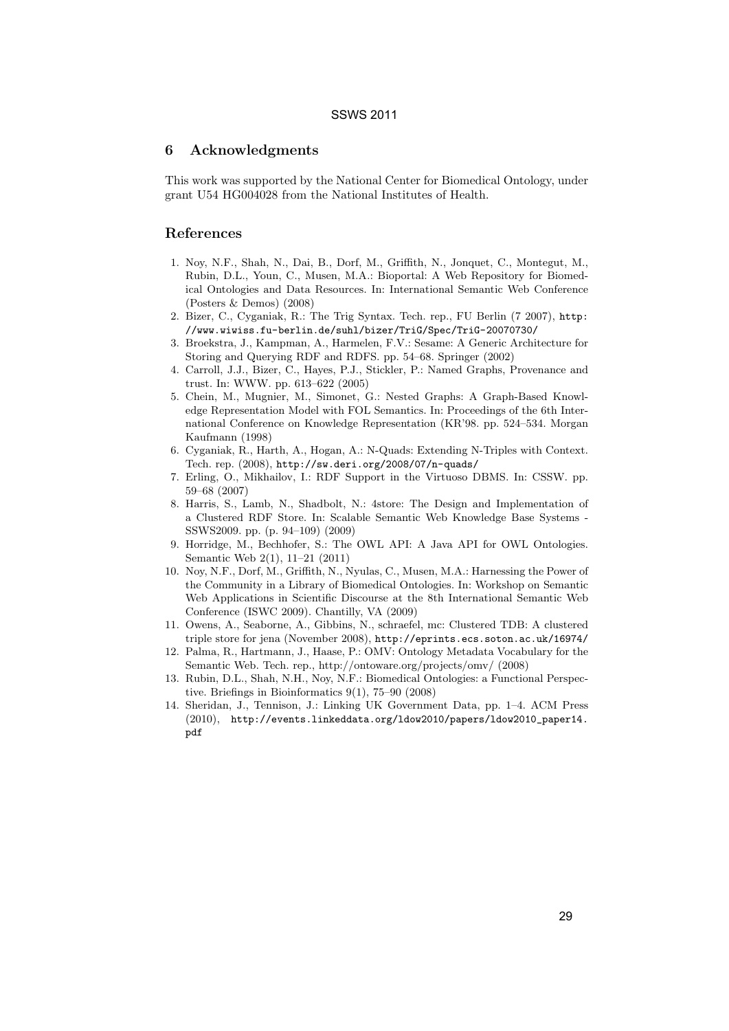## 6 Acknowledgments

This work was supported by the National Center for Biomedical Ontology, under grant U54 HG004028 from the National Institutes of Health.

## References

1. Noy, N.F., Shah, N., Dai, B., Dorf, M., Griffith, N., Jonquet, C., Montegut, M., Rubin, D.L., Youn, C., Musen, M.A.: Bioportal: A Web Repository for Biomedical Ontologies and Data Resources. In: International Semantic Web Conference (Posters & Demos) (2008)
2. Bizer, C., Cyganiak, R.: The Trig Syntax. Tech. rep., FU Berlin (7 2007), http://www.wiwiss.fu-berlin.de/suhl/bizer/TriG/Spec/TriG-20070730/
3. Broekstra, J., Kampman, A., Harmelen, F.V.: Sesame: A Generic Architecture for Storing and Querying RDF and RDFS. pp. 54–68. Springer (2002)
4. Carroll, J.J., Bizer, C., Hayes, P.J., Stickler, P.: Named Graphs, Provenance and trust. In: WWW. pp. 613–622 (2005)
5. Chein, M., Mugnier, M., Simonet, G.: Nested Graphs: A Graph-Based Knowledge Representation Model with FOL Semantics. In: Proceedings of the 6th International Conference on Knowledge Representation (KR'98. pp. 524–534. Morgan Kaufmann (1998)
6. Cyganiak, R., Harth, A., Hogan, A.: N-Quads: Extending N-Triples with Context. Tech. rep. (2008), http://sw.deri.org/2008/07/n-quads/
7. Erling, O., Mikhailov, I.: RDF Support in the Virtuoso DBMS. In: CSSW. pp. 59–68 (2007)
8. Harris, S., Lamb, N., Shadbolt, N.: 4store: The Design and Implementation of a Clustered RDF Store. In: Scalable Semantic Web Knowledge Base Systems - SSWS2009. pp. (p. 94–109) (2009)
9. Horridge, M., Bechhofer, S.: The OWL API: A Java API for OWL Ontologies. Semantic Web 2(1), 11–21 (2011)
10. Noy, N.F., Dorf, M., Griffith, N., Nyulas, C., Musen, M.A.: Harnessing the Power of the Community in a Library of Biomedical Ontologies. In: Workshop on Semantic Web Applications in Scientific Discourse at the 8th International Semantic Web Conference (ISWC 2009). Chantilly, VA (2009)
11. Owens, A., Seaborne, A., Gibbins, N., schraefel, mc: Clustered TDB: A clustered triple store for jena (November 2008), http://eprints.ecs.soton.ac.uk/16974/
12. Palma, R., Hartmann, J., Haase, P.: OMV: Ontology Metadata Vocabulary for the Semantic Web. Tech. rep., http://ontoware.org/projects/omv/ (2008)
13. Rubin, D.L., Shah, N.H., Noy, N.F.: Biomedical Ontologies: a Functional Perspective. Briefings in Bioinformatics 9(1), 75–90 (2008)
14. Sheridan, J., Tennison, J.: Linking UK Government Data, pp. 1–4. ACM Press (2010), http://events.linkeddata.org/ldow2010/papers/ldow2010_paper14.pdf